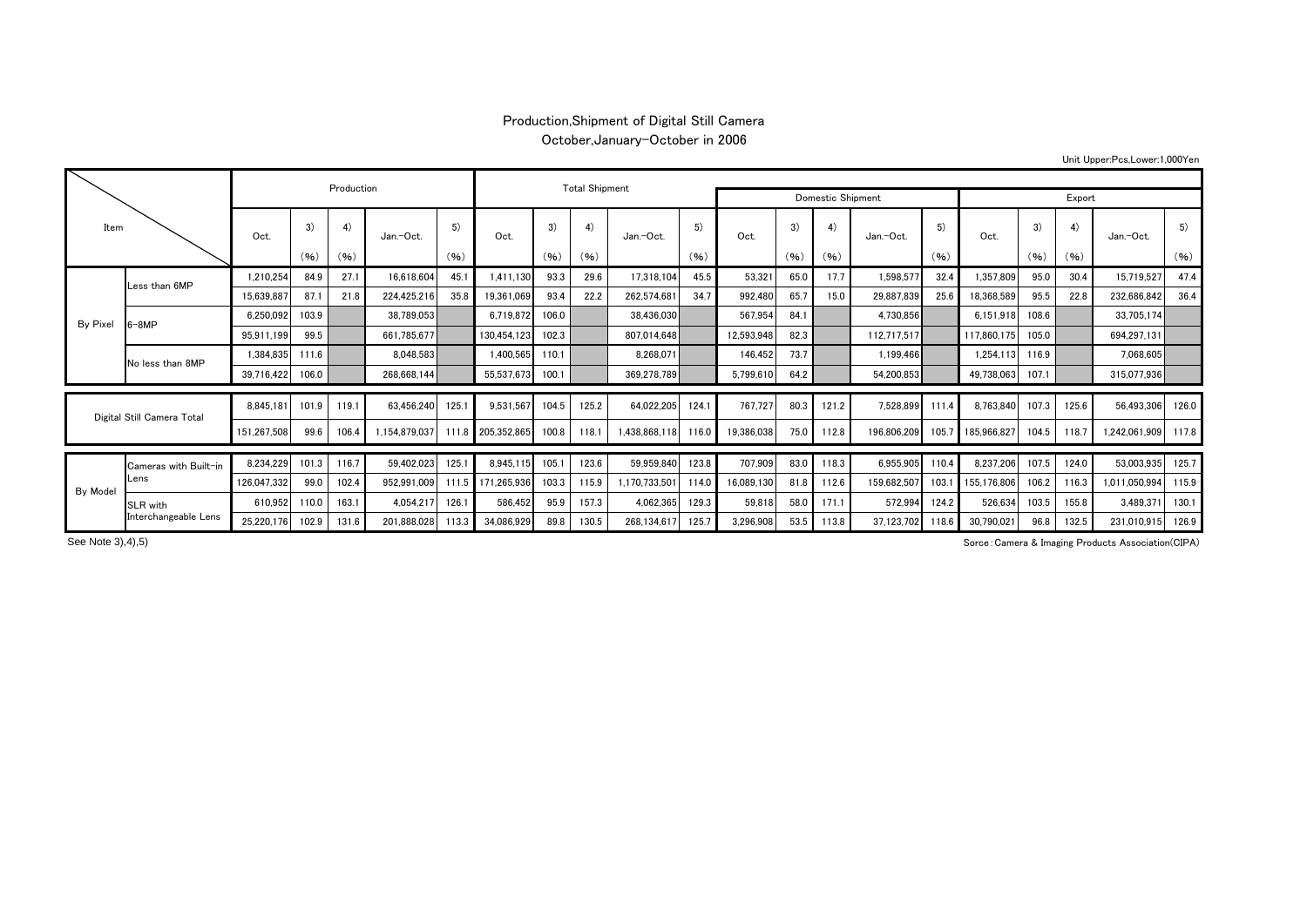# Production,Shipment of Digital Still Camera

## October,January-October in 2006

Unit Upper:Pcs,Lower:1,000Yen

| Item | | Production | | | | | Total Shipment | | | | | Domestic Shipment | | | | | Export | | | | |
|---|---|---|---|---|---|---|---|---|---|---|---|---|---|---|---|---|---|---|---|---|---|
| | | Oct. | 3) (%) | 4) (%) | Jan.-Oct. | 5) (%) | Oct. | 3) (%) | 4) (%) | Jan.-Oct. | 5) (%) | Oct. | 3) (%) | 4) (%) | Jan.-Oct. | 5) (%) | Oct. | 3) (%) | 4) (%) | Jan.-Oct. | 5) (%) |
| By Pixel | Less than 6MP | 1,210,254 | 84.9 | 27.1 | 16,618,604 | 45.1 | 1,411,130 | 93.3 | 29.6 | 17,318,104 | 45.5 | 53,321 | 65.0 | 17.7 | 1,598,577 | 32.4 | 1,357,809 | 95.0 | 30.4 | 15,719,527 | 47.4 |
| | | 15,639,887 | 87.1 | 21.8 | 224,425,216 | 35.8 | 19,361,069 | 93.4 | 22.2 | 262,574,681 | 34.7 | 992,480 | 65.7 | 15.0 | 29,887,839 | 25.6 | 18,368,589 | 95.5 | 22.8 | 232,686,842 | 36.4 |
| | 6-8MP | 6,250,092 | 103.9 | | 38,789,053 | | 6,719,872 | 106.0 | | 38,436,030 | | 567,954 | 84.1 | | 4,730,856 | | 6,151,918 | 108.6 | | 33,705,174 | |
| | | 95,911,199 | 99.5 | | 661,785,677 | | 130,454,123 | 102.3 | | 807,014,648 | | 12,593,948 | 82.3 | | 112,717,517 | | 117,860,175 | 105.0 | | 694,297,131 | |
| | No less than 8MP | 1,384,835 | 111.6 | | 8,048,583 | | 1,400,565 | 110.1 | | 8,268,071 | | 146,452 | 73.7 | | 1,199,466 | | 1,254,113 | 116.9 | | 7,068,605 | |
| | | 39,716,422 | 106.0 | | 268,668,144 | | 55,537,673 | 100.1 | | 369,278,789 | | 5,799,610 | 64.2 | | 54,200,853 | | 49,738,063 | 107.1 | | 315,077,936 | |
| Digital Still Camera Total | | 8,845,181 | 101.9 | 119.1 | 63,456,240 | 125.1 | 9,531,567 | 104.5 | 125.2 | 64,022,205 | 124.1 | 767,727 | 80.3 | 121.2 | 7,528,899 | 111.4 | 8,763,840 | 107.3 | 125.6 | 56,493,306 | 126.0 |
| | | 151,267,508 | 99.6 | 106.4 | 1,154,879,037 | 111.8 | 205,352,865 | 100.8 | 118.1 | 1,438,868,118 | 116.0 | 19,386,038 | 75.0 | 112.8 | 196,806,209 | 105.7 | 185,966,827 | 104.5 | 118.7 | 1,242,061,909 | 117.8 |
| By Model | Cameras with Built-in Lens | 8,234,229 | 101.3 | 116.7 | 59,402,023 | 125.1 | 8,945,115 | 105.1 | 123.6 | 59,959,840 | 123.8 | 707,909 | 83.0 | 118.3 | 6,955,905 | 110.4 | 8,237,206 | 107.5 | 124.0 | 53,003,935 | 125.7 |
| | | 126,047,332 | 99.0 | 102.4 | 952,991,009 | 111.5 | 171,265,936 | 103.3 | 115.9 | 1,170,733,501 | 114.0 | 16,089,130 | 81.8 | 112.6 | 159,682,507 | 103.1 | 155,176,806 | 106.2 | 116.3 | 1,011,050,994 | 115.9 |
| | SLR with Interchangeable Lens | 610,952 | 110.0 | 163.1 | 4,054,217 | 126.1 | 586,452 | 95.9 | 157.3 | 4,062,365 | 129.3 | 59,818 | 58.0 | 171.1 | 572,994 | 124.2 | 526,634 | 103.5 | 155.8 | 3,489,371 | 130.1 |
| | | 25,220,176 | 102.9 | 131.6 | 201,888,028 | 113.3 | 34,086,929 | 89.8 | 130.5 | 268,134,617 | 125.7 | 3,296,908 | 53.5 | 113.8 | 37,123,702 | 118.6 | 30,790,021 | 96.8 | 132.5 | 231,010,915 | 126.9 |

See Note 3),4),5)

Sorce:Camera & Imaging Products Association(CIPA)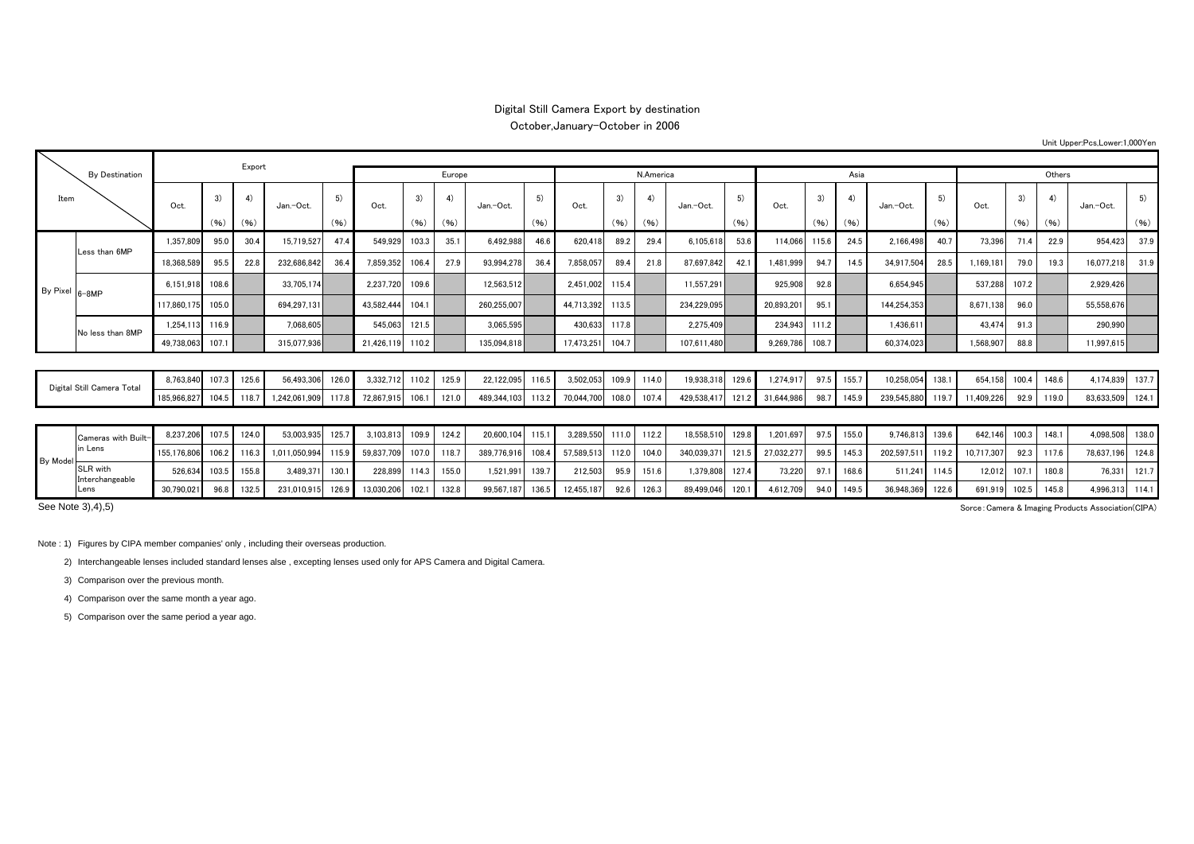## Digital Still Camera Export by destination

## October,January−October in 2006

Unit Upper:Pcs,Lower:1,000Yen

| Item | | Export Oct. | 3) (%) | 4) (%) | Export Jan.−Oct. | 5) (%) | Europe Oct. | 3) (%) | 4) (%) | Europe Jan.−Oct. | 5) (%) | N.America Oct. | 3) (%) | 4) (%) | N.America Jan.−Oct. | 5) (%) | Asia Oct. | 3) (%) | 4) (%) | Asia Jan.−Oct. | 5) (%) | Others Oct. | 3) (%) | 4) (%) | Others Jan.−Oct. | 5) (%) |
|---|---|---|---|---|---|---|---|---|---|---|---|---|---|---|---|---|---|---|---|---|---|---|---|---|---|---|
| By Pixel | Less than 6MP | 1,357,809 | 95.0 | 30.4 | 15,719,527 | 47.4 | 549,929 | 103.3 | 35.1 | 6,492,988 | 46.6 | 620,418 | 89.2 | 29.4 | 6,105,618 | 53.6 | 114,066 | 115.6 | 24.5 | 2,166,498 | 40.7 | 73,396 | 71.4 | 22.9 | 954,423 | 37.9 |
| | | 18,368,589 | 95.5 | 22.8 | 232,686,842 | 36.4 | 7,859,352 | 106.4 | 27.9 | 93,994,278 | 36.4 | 7,858,057 | 89.4 | 21.8 | 87,697,842 | 42.1 | 1,481,999 | 94.7 | 14.5 | 34,917,504 | 28.5 | 1,169,181 | 79.0 | 19.3 | 16,077,218 | 31.9 |
| | 6−8MP | 6,151,918 | 108.6 | | 33,705,174 | | 2,237,720 | 109.6 | | 12,563,512 | | 2,451,002 | 115.4 | | 11,557,291 | | 925,908 | 92.8 | | 6,654,945 | | 537,288 | 107.2 | | 2,929,426 | |
| | | 117,860,175 | 105.0 | | 694,297,131 | | 43,582,444 | 104.1 | | 260,255,007 | | 44,713,392 | 113.5 | | 234,229,095 | | 20,893,201 | 95.1 | | 144,254,353 | | 8,671,138 | 96.0 | | 55,558,676 | |
| | No less than 8MP | 1,254,113 | 116.9 | | 7,068,605 | | 545,063 | 121.5 | | 3,065,595 | | 430,633 | 117.8 | | 2,275,409 | | 234,943 | 111.2 | | 1,436,611 | | 43,474 | 91.3 | | 290,990 | |
| | | 49,738,063 | 107.1 | | 315,077,936 | | 21,426,119 | 110.2 | | 135,094,818 | | 17,473,251 | 104.7 | | 107,611,480 | | 9,269,786 | 108.7 | | 60,374,023 | | 1,568,907 | 88.8 | | 11,997,615 | |
| Digital Still Camera Total | | 8,763,840 | 107.3 | 125.6 | 56,493,306 | 126.0 | 3,332,712 | 110.2 | 125.9 | 22,122,095 | 116.5 | 3,502,053 | 109.9 | 114.0 | 19,938,318 | 129.6 | 1,274,917 | 97.5 | 155.7 | 10,258,054 | 138.1 | 654,158 | 100.4 | 148.6 | 4,174,839 | 137.7 |
| | | 185,966,827 | 104.5 | 118.7 | 1,242,061,909 | 117.8 | 72,867,915 | 106.1 | 121.0 | 489,344,103 | 113.2 | 70,044,700 | 108.0 | 107.4 | 429,538,417 | 121.2 | 31,644,986 | 98.7 | 145.9 | 239,545,880 | 119.7 | 11,409,226 | 92.9 | 119.0 | 83,633,509 | 124.1 |
| By Model | Cameras with Built-in Lens | 8,237,206 | 107.5 | 124.0 | 53,003,935 | 125.7 | 3,103,813 | 109.9 | 124.2 | 20,600,104 | 115.1 | 3,289,550 | 111.0 | 112.2 | 18,558,510 | 129.8 | 1,201,697 | 97.5 | 155.0 | 9,746,813 | 139.6 | 642,146 | 100.3 | 148.1 | 4,098,508 | 138.0 |
| | | 155,176,806 | 106.2 | 116.3 | 1,011,050,994 | 115.9 | 59,837,709 | 107.0 | 118.7 | 389,776,916 | 108.4 | 57,589,513 | 112.0 | 104.0 | 340,039,371 | 121.5 | 27,032,277 | 99.5 | 145.3 | 202,597,511 | 119.2 | 10,717,307 | 92.3 | 117.6 | 78,637,196 | 124.8 |
| | SLR with Interchangeable Lens | 526,634 | 103.5 | 155.8 | 3,489,371 | 130.1 | 228,899 | 114.3 | 155.0 | 1,521,991 | 139.7 | 212,503 | 95.9 | 151.6 | 1,379,808 | 127.4 | 73,220 | 97.1 | 168.6 | 511,241 | 114.5 | 12,012 | 107.1 | 180.8 | 76,331 | 121.7 |
| | | 30,790,021 | 96.8 | 132.5 | 231,010,915 | 126.9 | 13,030,206 | 102.1 | 132.8 | 99,567,187 | 136.5 | 12,455,187 | 92.6 | 126.3 | 89,499,046 | 120.1 | 4,612,709 | 94.0 | 149.5 | 36,948,369 | 122.6 | 691,919 | 102.5 | 145.8 | 4,996,313 | 114.1 |

See Note 3),4),5)

Sorce：Camera & Imaging Products Association(CIPA)

Note : 1) Figures by CIPA member companies' only , including their overseas production.

2) Interchangeable lenses included standard lenses alse , excepting lenses used only for APS Camera and Digital Camera.

3) Comparison over the previous month.

4) Comparison over the same month a year ago.

5) Comparison over the same period a year ago.